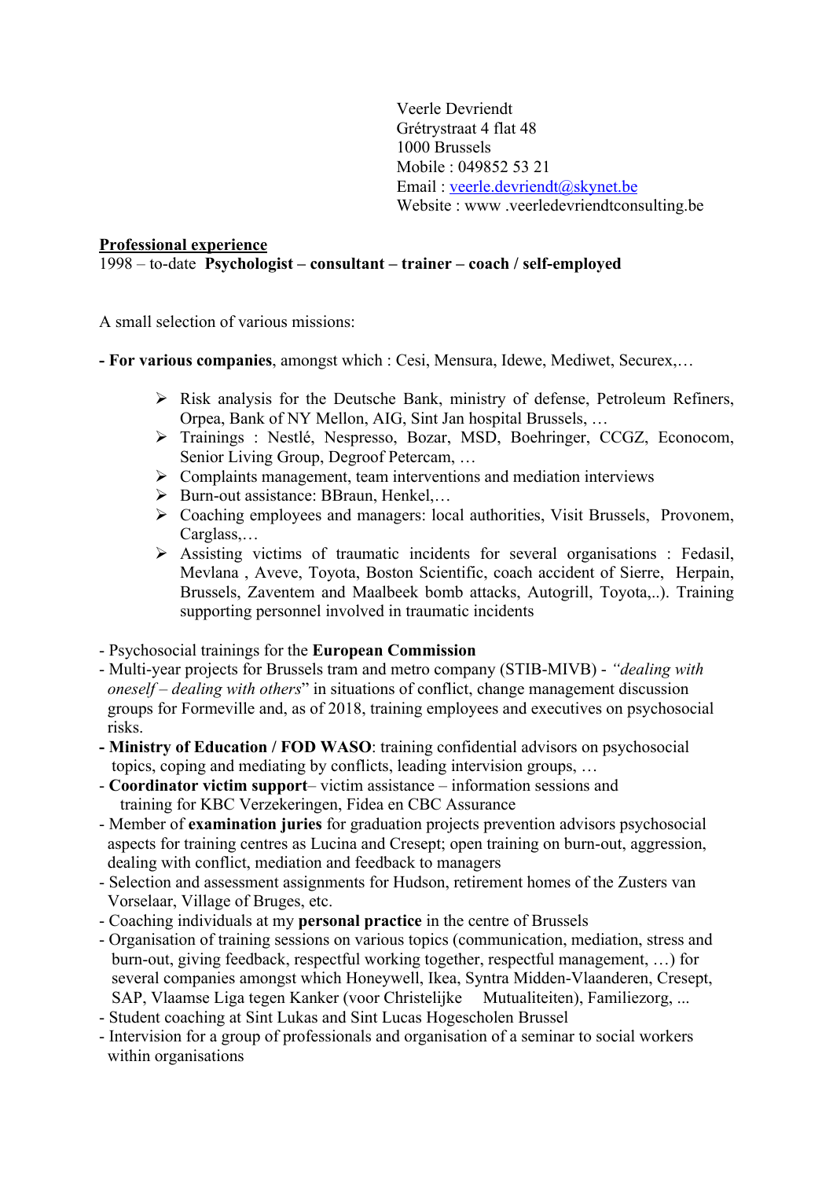Veerle Devriendt
Grétrystraat 4 flat 48
1000 Brussels
Mobile : 049852 53 21
Email : veerle.devriendt@skynet.be
Website : www .veerledevriendtconsulting.be

## Professional experience

1998 – to-date **Psychologist – consultant – trainer – coach / self-employed**

A small selection of various missions:

**- For various companies**, amongst which : Cesi, Mensura, Idewe, Mediwet, Securex,…

- Risk analysis for the Deutsche Bank, ministry of defense, Petroleum Refiners, Orpea, Bank of NY Mellon, AIG, Sint Jan hospital Brussels, …
- Trainings : Nestlé, Nespresso, Bozar, MSD, Boehringer, CCGZ, Econocom, Senior Living Group, Degroof Petercam, …
- Complaints management, team interventions and mediation interviews
- Burn-out assistance: BBraun, Henkel,…
- Coaching employees and managers: local authorities, Visit Brussels, Provonem, Carglass,…
- Assisting victims of traumatic incidents for several organisations : Fedasil, Mevlana , Aveve, Toyota, Boston Scientific, coach accident of Sierre, Herpain, Brussels, Zaventem and Maalbeek bomb attacks, Autogrill, Toyota,..). Training supporting personnel involved in traumatic incidents

- Psychosocial trainings for the **European Commission**
- Multi-year projects for Brussels tram and metro company (STIB-MIVB) - *"dealing with oneself – dealing with others*" in situations of conflict, change management discussion groups for Formeville and, as of 2018, training employees and executives on psychosocial risks.
- **Ministry of Education / FOD WASO**: training confidential advisors on psychosocial topics, coping and mediating by conflicts, leading intervision groups, …
- **Coordinator victim support**– victim assistance – information sessions and training for KBC Verzekeringen, Fidea en CBC Assurance
- Member of **examination juries** for graduation projects prevention advisors psychosocial aspects for training centres as Lucina and Cresept; open training on burn-out, aggression, dealing with conflict, mediation and feedback to managers
- Selection and assessment assignments for Hudson, retirement homes of the Zusters van Vorselaar, Village of Bruges, etc.
- Coaching individuals at my **personal practice** in the centre of Brussels
- Organisation of training sessions on various topics (communication, mediation, stress and burn-out, giving feedback, respectful working together, respectful management, …) for several companies amongst which Honeywell, Ikea, Syntra Midden-Vlaanderen, Cresept, SAP, Vlaamse Liga tegen Kanker (voor Christelijke Mutualiteiten), Familiezorg, ...
- Student coaching at Sint Lukas and Sint Lucas Hogescholen Brussel
- Intervision for a group of professionals and organisation of a seminar to social workers within organisations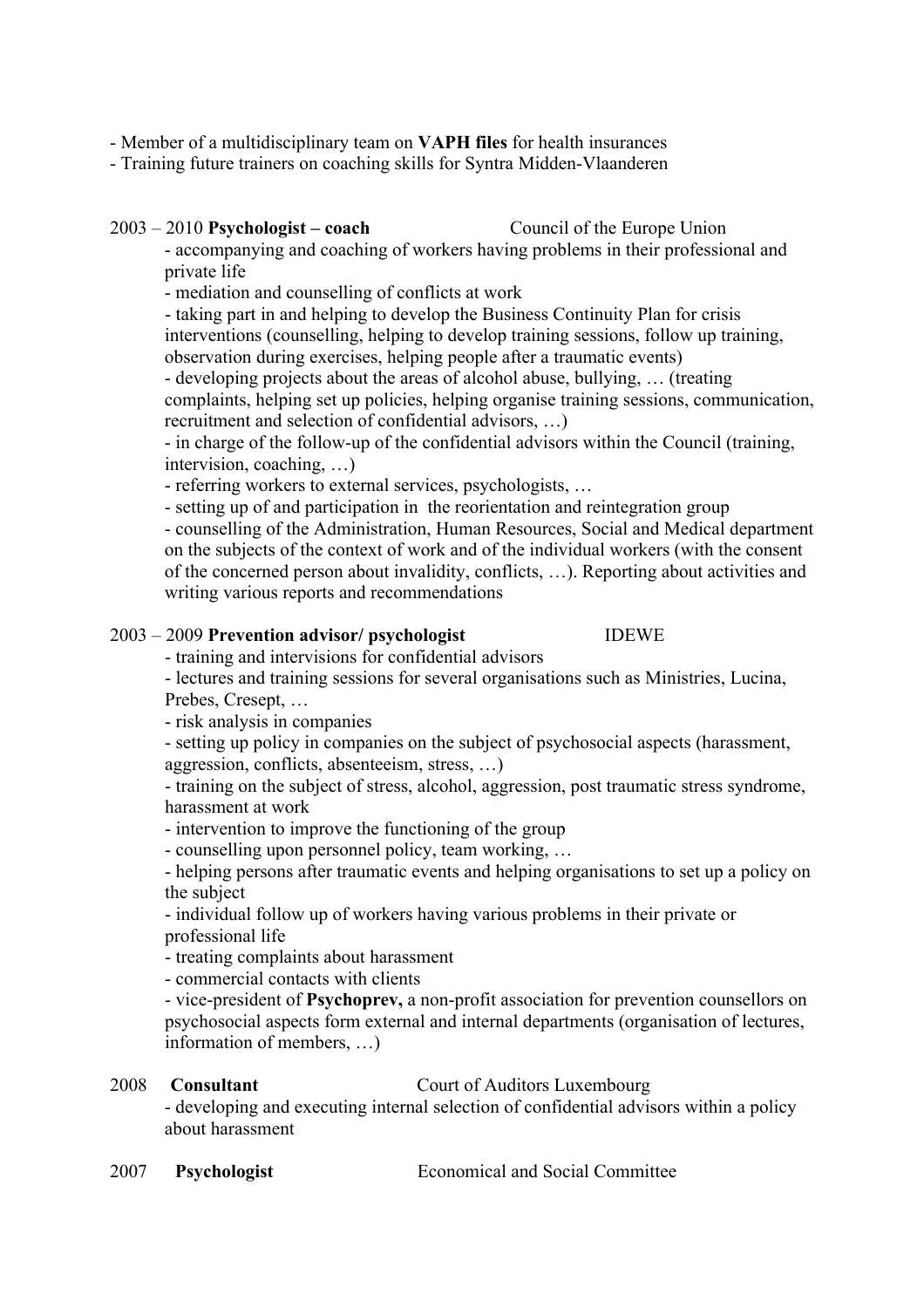- Member of a multidisciplinary team on **VAPH files** for health insurances
- Training future trainers on coaching skills for Syntra Midden-Vlaanderen

2003 – 2010 **Psychologist – coach** Council of the Europe Union

- accompanying and coaching of workers having problems in their professional and private life
- mediation and counselling of conflicts at work
- taking part in and helping to develop the Business Continuity Plan for crisis interventions (counselling, helping to develop training sessions, follow up training, observation during exercises, helping people after a traumatic events)
- developing projects about the areas of alcohol abuse, bullying, … (treating complaints, helping set up policies, helping organise training sessions, communication, recruitment and selection of confidential advisors, …)
- in charge of the follow-up of the confidential advisors within the Council (training, intervision, coaching, …)
- referring workers to external services, psychologists, …
- setting up of and participation in the reorientation and reintegration group
- counselling of the Administration, Human Resources, Social and Medical department on the subjects of the context of work and of the individual workers (with the consent of the concerned person about invalidity, conflicts, …). Reporting about activities and writing various reports and recommendations

2003 – 2009 **Prevention advisor/ psychologist** IDEWE

- training and intervisions for confidential advisors
- lectures and training sessions for several organisations such as Ministries, Lucina, Prebes, Cresept, …
- risk analysis in companies
- setting up policy in companies on the subject of psychosocial aspects (harassment, aggression, conflicts, absenteeism, stress, …)
- training on the subject of stress, alcohol, aggression, post traumatic stress syndrome, harassment at work
- intervention to improve the functioning of the group
- counselling upon personnel policy, team working, …
- helping persons after traumatic events and helping organisations to set up a policy on the subject
- individual follow up of workers having various problems in their private or professional life
- treating complaints about harassment
- commercial contacts with clients
- vice-president of **Psychoprev,** a non-profit association for prevention counsellors on psychosocial aspects form external and internal departments (organisation of lectures, information of members, …)

2008 **Consultant** Court of Auditors Luxembourg

- developing and executing internal selection of confidential advisors within a policy about harassment

2007 **Psychologist** Economical and Social Committee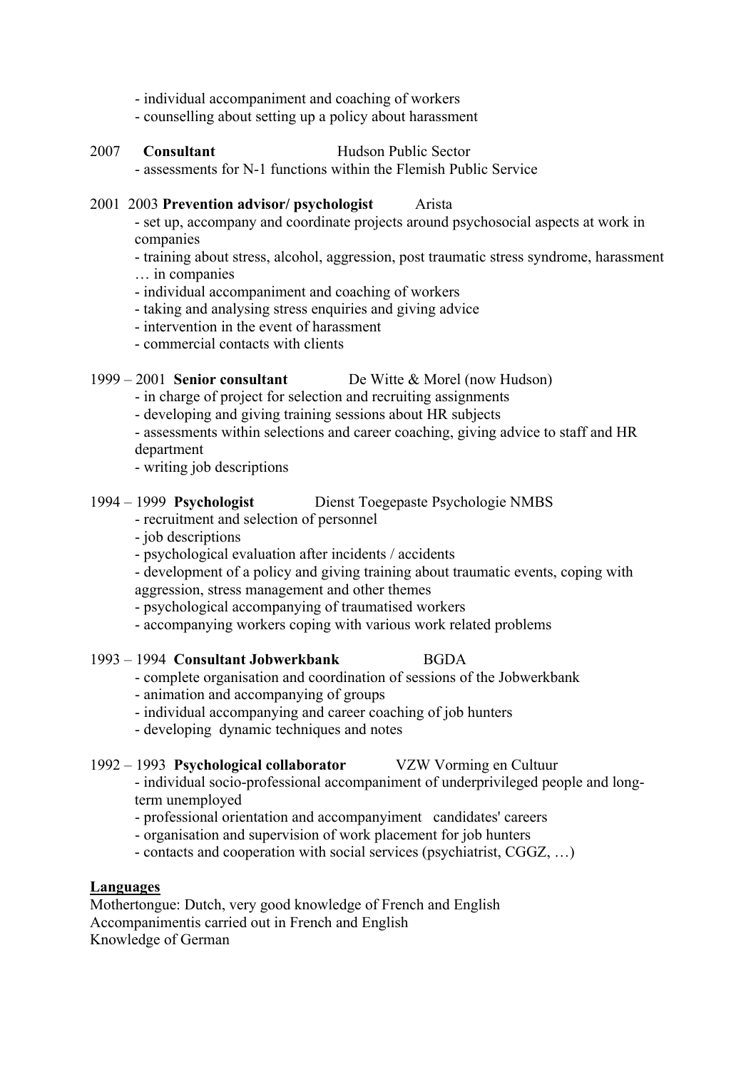- individual accompaniment and coaching of workers
- counselling about setting up a policy about harassment

2007 **Consultant** Hudson Public Sector

- assessments for N-1 functions within the Flemish Public Service

2001 2003 **Prevention advisor/ psychologist** Arista

- set up, accompany and coordinate projects around psychosocial aspects at work in companies
- training about stress, alcohol, aggression, post traumatic stress syndrome, harassment … in companies
- individual accompaniment and coaching of workers
- taking and analysing stress enquiries and giving advice
- intervention in the event of harassment
- commercial contacts with clients

1999 – 2001 **Senior consultant** De Witte & Morel (now Hudson)

- in charge of project for selection and recruiting assignments
- developing and giving training sessions about HR subjects
- assessments within selections and career coaching, giving advice to staff and HR department
- writing job descriptions

1994 – 1999 **Psychologist** Dienst Toegepaste Psychologie NMBS

- recruitment and selection of personnel
- job descriptions
- psychological evaluation after incidents / accidents
- development of a policy and giving training about traumatic events, coping with aggression, stress management and other themes
- psychological accompanying of traumatised workers
- accompanying workers coping with various work related problems

1993 – 1994 **Consultant Jobwerkbank** BGDA

- complete organisation and coordination of sessions of the Jobwerkbank
- animation and accompanying of groups
- individual accompanying and career coaching of job hunters
- developing dynamic techniques and notes

1992 – 1993 **Psychological collaborator** VZW Vorming en Cultuur

- individual socio-professional accompaniment of underprivileged people and long-term unemployed
- professional orientation and accompanyiment candidates' careers
- organisation and supervision of work placement for job hunters
- contacts and cooperation with social services (psychiatrist, CGGZ, …)

**Languages**

Mothertongue: Dutch, very good knowledge of French and English
Accompanimentis carried out in French and English
Knowledge of German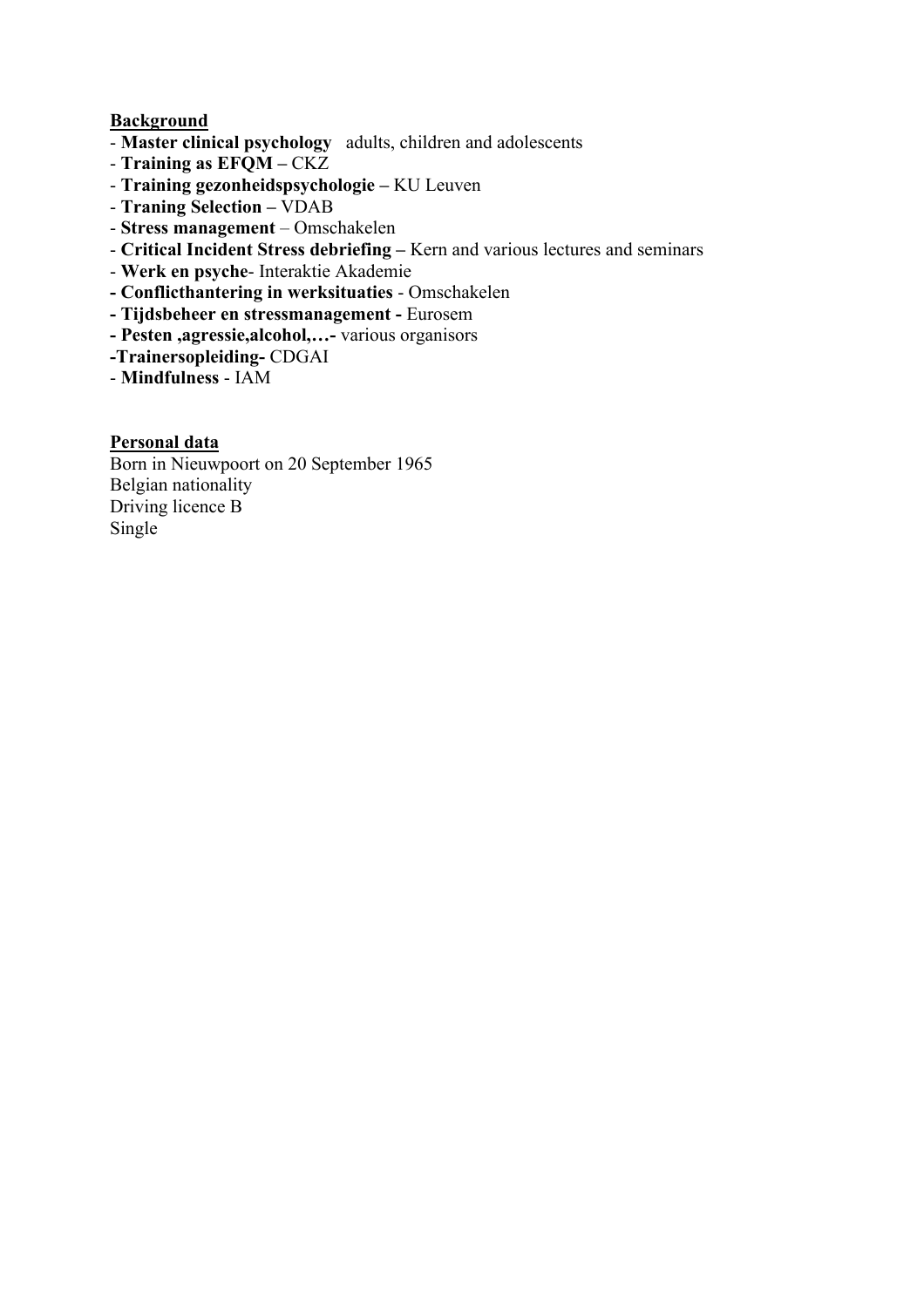**Background**

- **Master clinical psychology** adults, children and adolescents
- **Training as EFQM –** CKZ
- **Training gezonheidspsychologie –** KU Leuven
- **Traning Selection –** VDAB
- **Stress management** – Omschakelen
- **Critical Incident Stress debriefing –** Kern and various lectures and seminars
- **Werk en psyche**- Interaktie Akademie
- **Conflicthantering in werksituaties** - Omschakelen
- **Tijdsbeheer en stressmanagement -** Eurosem
- **Pesten ,agressie,alcohol,…-** various organisors
- **Trainersopleiding-** CDGAI
- **Mindfulness** - IAM

**Personal data**

Born in Nieuwpoort on 20 September 1965
Belgian nationality
Driving licence B
Single